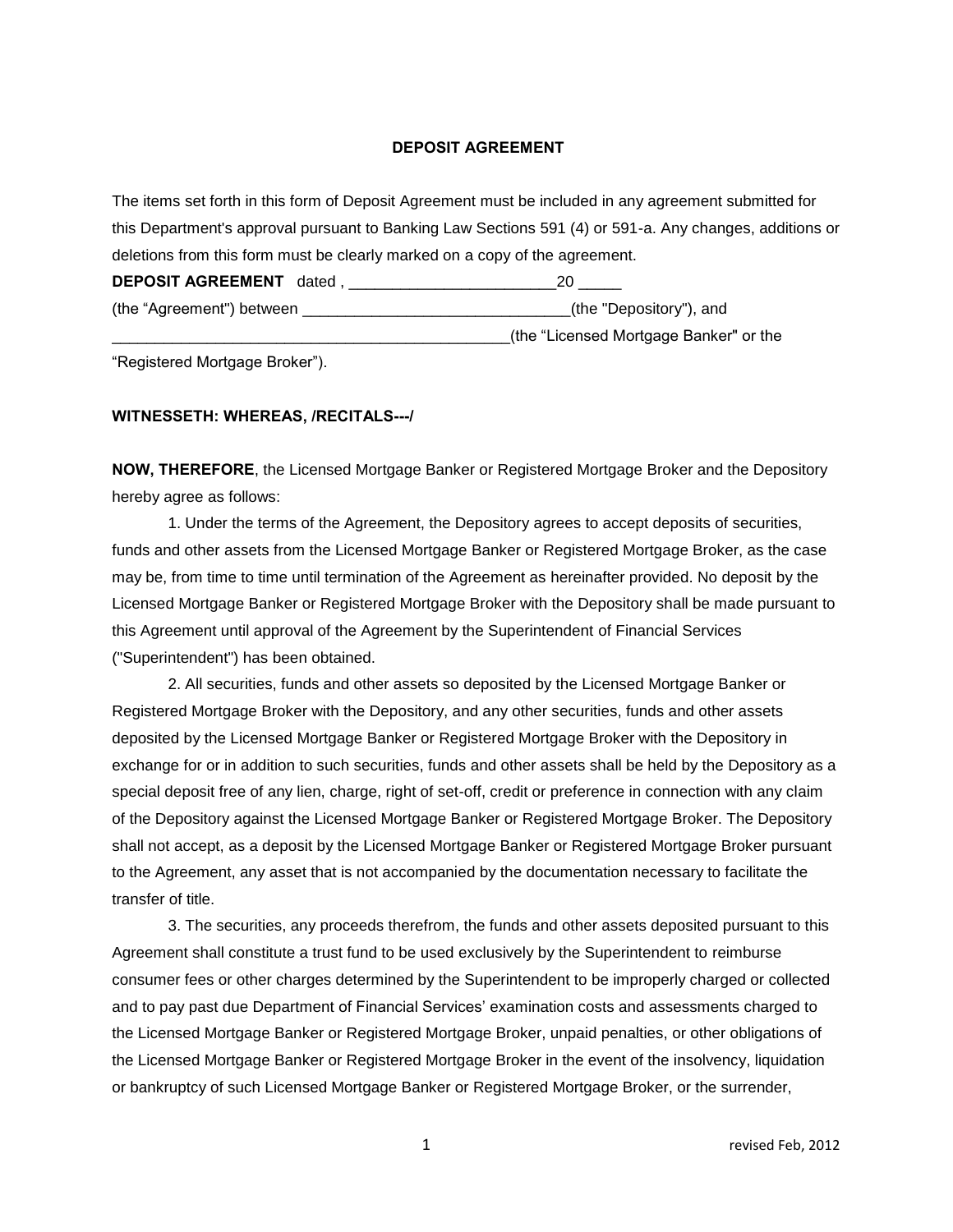## DEPOSIT AGREEMENT

The items set forth in this form of Deposit Agreement must be included in any agreement submitted for this Department's approval pursuant to Banking Law Sections 591 (4) or 591-a. Any changes, additions or deletions from this form must be clearly marked on a copy of the agreement.

**DEPOSIT AGREEMENT** dated , ________________________20 _____ (the "Agreement") between _______________________________(the "Depository"), and _______________________________________________(the "Licensed Mortgage Banker" or the "Registered Mortgage Broker").

**WITNESSETH: WHEREAS, /RECITALS---/**

**NOW, THEREFORE**, the Licensed Mortgage Banker or Registered Mortgage Broker and the Depository hereby agree as follows:

1. Under the terms of the Agreement, the Depository agrees to accept deposits of securities, funds and other assets from the Licensed Mortgage Banker or Registered Mortgage Broker, as the case may be, from time to time until termination of the Agreement as hereinafter provided. No deposit by the Licensed Mortgage Banker or Registered Mortgage Broker with the Depository shall be made pursuant to this Agreement until approval of the Agreement by the Superintendent of Financial Services ("Superintendent") has been obtained.

2. All securities, funds and other assets so deposited by the Licensed Mortgage Banker or Registered Mortgage Broker with the Depository, and any other securities, funds and other assets deposited by the Licensed Mortgage Banker or Registered Mortgage Broker with the Depository in exchange for or in addition to such securities, funds and other assets shall be held by the Depository as a special deposit free of any lien, charge, right of set-off, credit or preference in connection with any claim of the Depository against the Licensed Mortgage Banker or Registered Mortgage Broker. The Depository shall not accept, as a deposit by the Licensed Mortgage Banker or Registered Mortgage Broker pursuant to the Agreement, any asset that is not accompanied by the documentation necessary to facilitate the transfer of title.

3. The securities, any proceeds therefrom, the funds and other assets deposited pursuant to this Agreement shall constitute a trust fund to be used exclusively by the Superintendent to reimburse consumer fees or other charges determined by the Superintendent to be improperly charged or collected and to pay past due Department of Financial Services' examination costs and assessments charged to the Licensed Mortgage Banker or Registered Mortgage Broker, unpaid penalties, or other obligations of the Licensed Mortgage Banker or Registered Mortgage Broker in the event of the insolvency, liquidation or bankruptcy of such Licensed Mortgage Banker or Registered Mortgage Broker, or the surrender,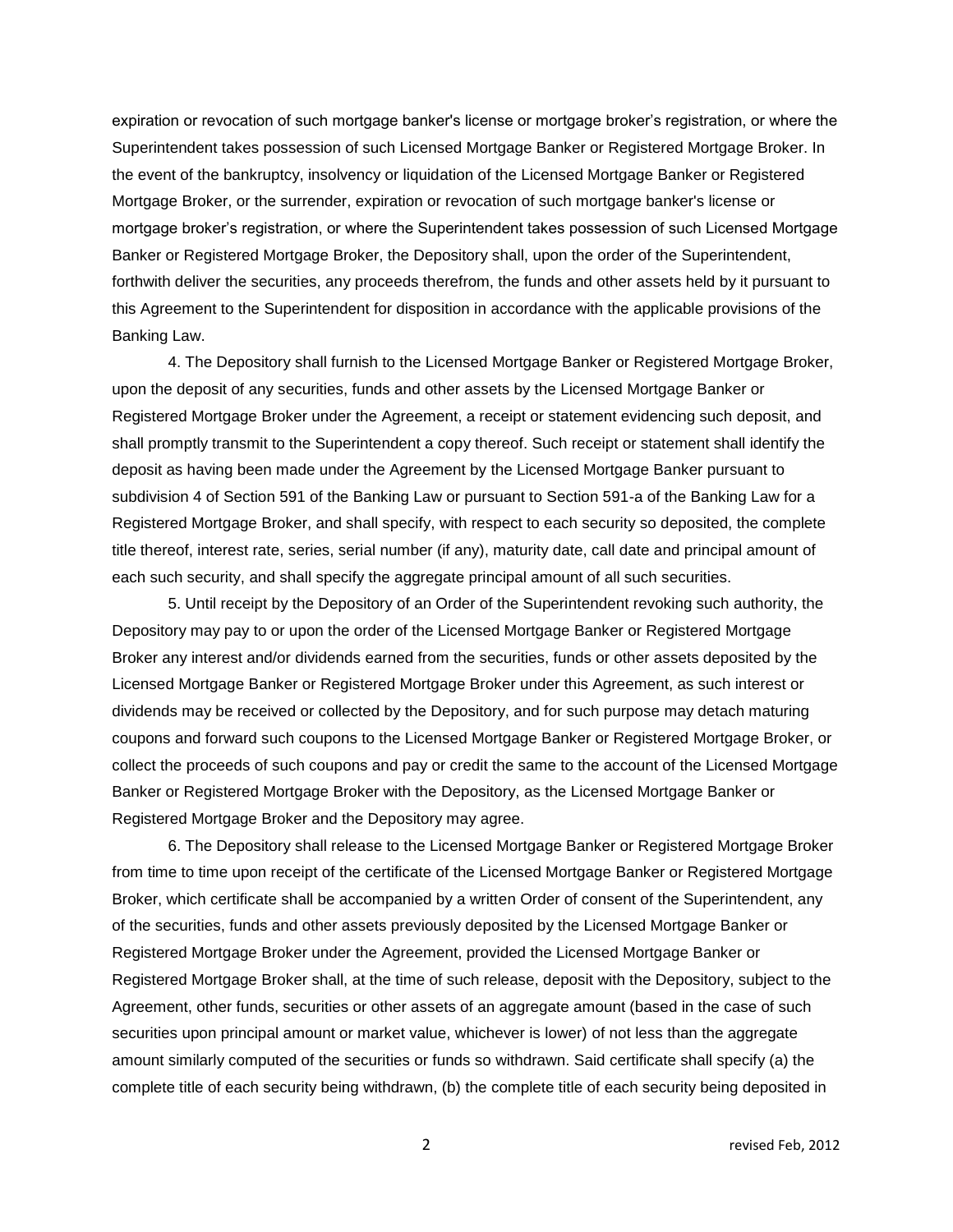expiration or revocation of such mortgage banker's license or mortgage broker's registration, or where the Superintendent takes possession of such Licensed Mortgage Banker or Registered Mortgage Broker. In the event of the bankruptcy, insolvency or liquidation of the Licensed Mortgage Banker or Registered Mortgage Broker, or the surrender, expiration or revocation of such mortgage banker's license or mortgage broker's registration, or where the Superintendent takes possession of such Licensed Mortgage Banker or Registered Mortgage Broker, the Depository shall, upon the order of the Superintendent, forthwith deliver the securities, any proceeds therefrom, the funds and other assets held by it pursuant to this Agreement to the Superintendent for disposition in accordance with the applicable provisions of the Banking Law.

4. The Depository shall furnish to the Licensed Mortgage Banker or Registered Mortgage Broker, upon the deposit of any securities, funds and other assets by the Licensed Mortgage Banker or Registered Mortgage Broker under the Agreement, a receipt or statement evidencing such deposit, and shall promptly transmit to the Superintendent a copy thereof. Such receipt or statement shall identify the deposit as having been made under the Agreement by the Licensed Mortgage Banker pursuant to subdivision 4 of Section 591 of the Banking Law or pursuant to Section 591-a of the Banking Law for a Registered Mortgage Broker, and shall specify, with respect to each security so deposited, the complete title thereof, interest rate, series, serial number (if any), maturity date, call date and principal amount of each such security, and shall specify the aggregate principal amount of all such securities.

5. Until receipt by the Depository of an Order of the Superintendent revoking such authority, the Depository may pay to or upon the order of the Licensed Mortgage Banker or Registered Mortgage Broker any interest and/or dividends earned from the securities, funds or other assets deposited by the Licensed Mortgage Banker or Registered Mortgage Broker under this Agreement, as such interest or dividends may be received or collected by the Depository, and for such purpose may detach maturing coupons and forward such coupons to the Licensed Mortgage Banker or Registered Mortgage Broker, or collect the proceeds of such coupons and pay or credit the same to the account of the Licensed Mortgage Banker or Registered Mortgage Broker with the Depository, as the Licensed Mortgage Banker or Registered Mortgage Broker and the Depository may agree.

6. The Depository shall release to the Licensed Mortgage Banker or Registered Mortgage Broker from time to time upon receipt of the certificate of the Licensed Mortgage Banker or Registered Mortgage Broker, which certificate shall be accompanied by a written Order of consent of the Superintendent, any of the securities, funds and other assets previously deposited by the Licensed Mortgage Banker or Registered Mortgage Broker under the Agreement, provided the Licensed Mortgage Banker or Registered Mortgage Broker shall, at the time of such release, deposit with the Depository, subject to the Agreement, other funds, securities or other assets of an aggregate amount (based in the case of such securities upon principal amount or market value, whichever is lower) of not less than the aggregate amount similarly computed of the securities or funds so withdrawn. Said certificate shall specify (a) the complete title of each security being withdrawn, (b) the complete title of each security being deposited in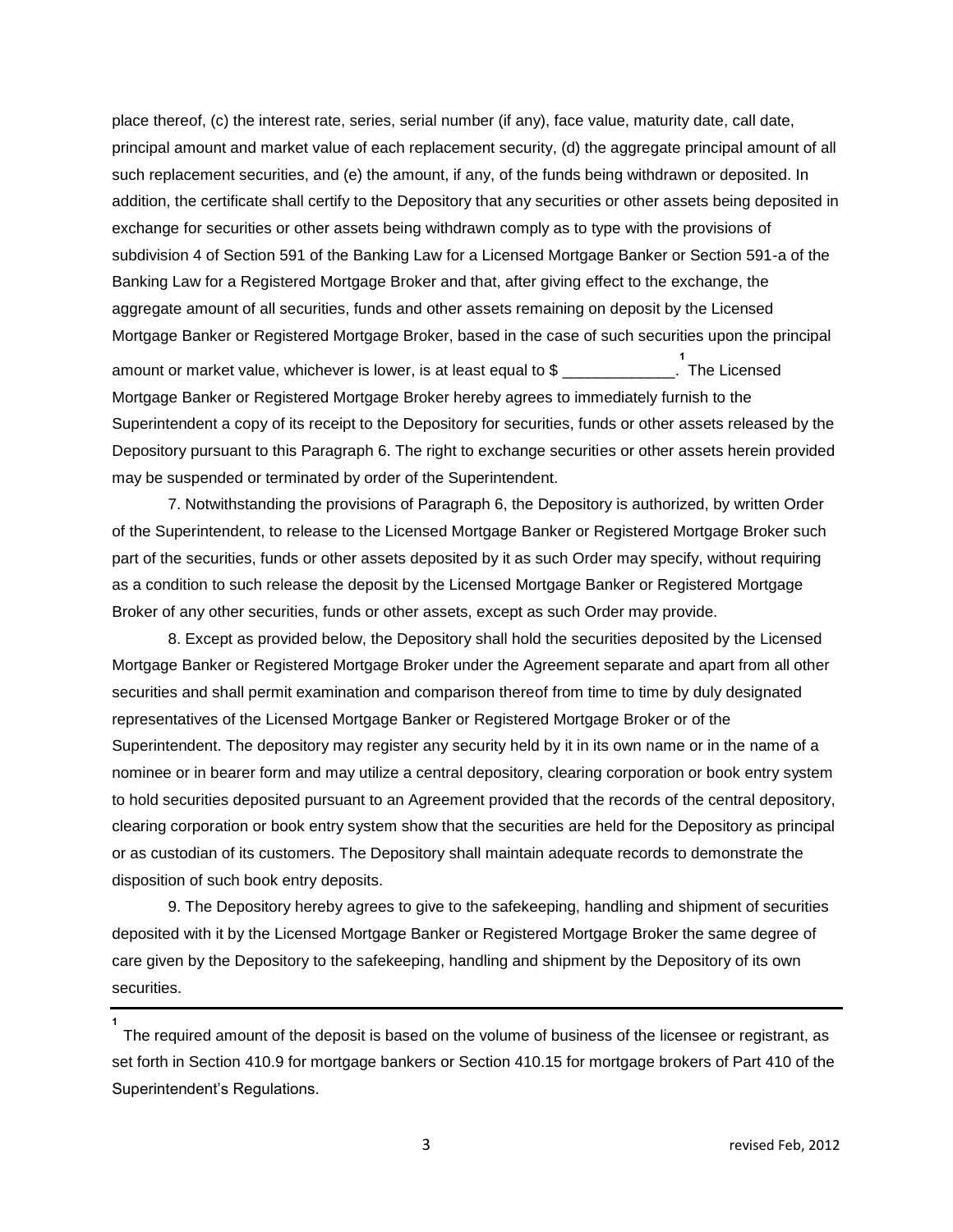place thereof, (c) the interest rate, series, serial number (if any), face value, maturity date, call date, principal amount and market value of each replacement security, (d) the aggregate principal amount of all such replacement securities, and (e) the amount, if any, of the funds being withdrawn or deposited. In addition, the certificate shall certify to the Depository that any securities or other assets being deposited in exchange for securities or other assets being withdrawn comply as to type with the provisions of subdivision 4 of Section 591 of the Banking Law for a Licensed Mortgage Banker or Section 591-a of the Banking Law for a Registered Mortgage Broker and that, after giving effect to the exchange, the aggregate amount of all securities, funds and other assets remaining on deposit by the Licensed Mortgage Banker or Registered Mortgage Broker, based in the case of such securities upon the principal amount or market value, whichever is lower, is at least equal to $ _____________.[1] The Licensed Mortgage Banker or Registered Mortgage Broker hereby agrees to immediately furnish to the Superintendent a copy of its receipt to the Depository for securities, funds or other assets released by the Depository pursuant to this Paragraph 6. The right to exchange securities or other assets herein provided may be suspended or terminated by order of the Superintendent.

7. Notwithstanding the provisions of Paragraph 6, the Depository is authorized, by written Order of the Superintendent, to release to the Licensed Mortgage Banker or Registered Mortgage Broker such part of the securities, funds or other assets deposited by it as such Order may specify, without requiring as a condition to such release the deposit by the Licensed Mortgage Banker or Registered Mortgage Broker of any other securities, funds or other assets, except as such Order may provide.

8. Except as provided below, the Depository shall hold the securities deposited by the Licensed Mortgage Banker or Registered Mortgage Broker under the Agreement separate and apart from all other securities and shall permit examination and comparison thereof from time to time by duly designated representatives of the Licensed Mortgage Banker or Registered Mortgage Broker or of the Superintendent. The depository may register any security held by it in its own name or in the name of a nominee or in bearer form and may utilize a central depository, clearing corporation or book entry system to hold securities deposited pursuant to an Agreement provided that the records of the central depository, clearing corporation or book entry system show that the securities are held for the Depository as principal or as custodian of its customers. The Depository shall maintain adequate records to demonstrate the disposition of such book entry deposits.

9. The Depository hereby agrees to give to the safekeeping, handling and shipment of securities deposited with it by the Licensed Mortgage Banker or Registered Mortgage Broker the same degree of care given by the Depository to the safekeeping, handling and shipment by the Depository of its own securities.

---

[1] The required amount of the deposit is based on the volume of business of the licensee or registrant, as set forth in Section 410.9 for mortgage bankers or Section 410.15 for mortgage brokers of Part 410 of the Superintendent's Regulations.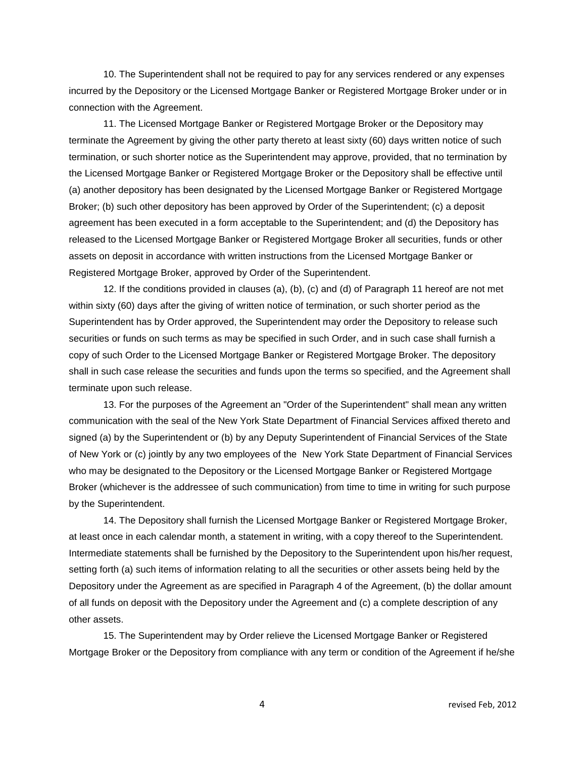10. The Superintendent shall not be required to pay for any services rendered or any expenses incurred by the Depository or the Licensed Mortgage Banker or Registered Mortgage Broker under or in connection with the Agreement.

11. The Licensed Mortgage Banker or Registered Mortgage Broker or the Depository may terminate the Agreement by giving the other party thereto at least sixty (60) days written notice of such termination, or such shorter notice as the Superintendent may approve, provided, that no termination by the Licensed Mortgage Banker or Registered Mortgage Broker or the Depository shall be effective until (a) another depository has been designated by the Licensed Mortgage Banker or Registered Mortgage Broker; (b) such other depository has been approved by Order of the Superintendent; (c) a deposit agreement has been executed in a form acceptable to the Superintendent; and (d) the Depository has released to the Licensed Mortgage Banker or Registered Mortgage Broker all securities, funds or other assets on deposit in accordance with written instructions from the Licensed Mortgage Banker or Registered Mortgage Broker, approved by Order of the Superintendent.

12. If the conditions provided in clauses (a), (b), (c) and (d) of Paragraph 11 hereof are not met within sixty (60) days after the giving of written notice of termination, or such shorter period as the Superintendent has by Order approved, the Superintendent may order the Depository to release such securities or funds on such terms as may be specified in such Order, and in such case shall furnish a copy of such Order to the Licensed Mortgage Banker or Registered Mortgage Broker. The depository shall in such case release the securities and funds upon the terms so specified, and the Agreement shall terminate upon such release.

13. For the purposes of the Agreement an "Order of the Superintendent" shall mean any written communication with the seal of the New York State Department of Financial Services affixed thereto and signed (a) by the Superintendent or (b) by any Deputy Superintendent of Financial Services of the State of New York or (c) jointly by any two employees of the New York State Department of Financial Services who may be designated to the Depository or the Licensed Mortgage Banker or Registered Mortgage Broker (whichever is the addressee of such communication) from time to time in writing for such purpose by the Superintendent.

14. The Depository shall furnish the Licensed Mortgage Banker or Registered Mortgage Broker, at least once in each calendar month, a statement in writing, with a copy thereof to the Superintendent. Intermediate statements shall be furnished by the Depository to the Superintendent upon his/her request, setting forth (a) such items of information relating to all the securities or other assets being held by the Depository under the Agreement as are specified in Paragraph 4 of the Agreement, (b) the dollar amount of all funds on deposit with the Depository under the Agreement and (c) a complete description of any other assets.

15. The Superintendent may by Order relieve the Licensed Mortgage Banker or Registered Mortgage Broker or the Depository from compliance with any term or condition of the Agreement if he/she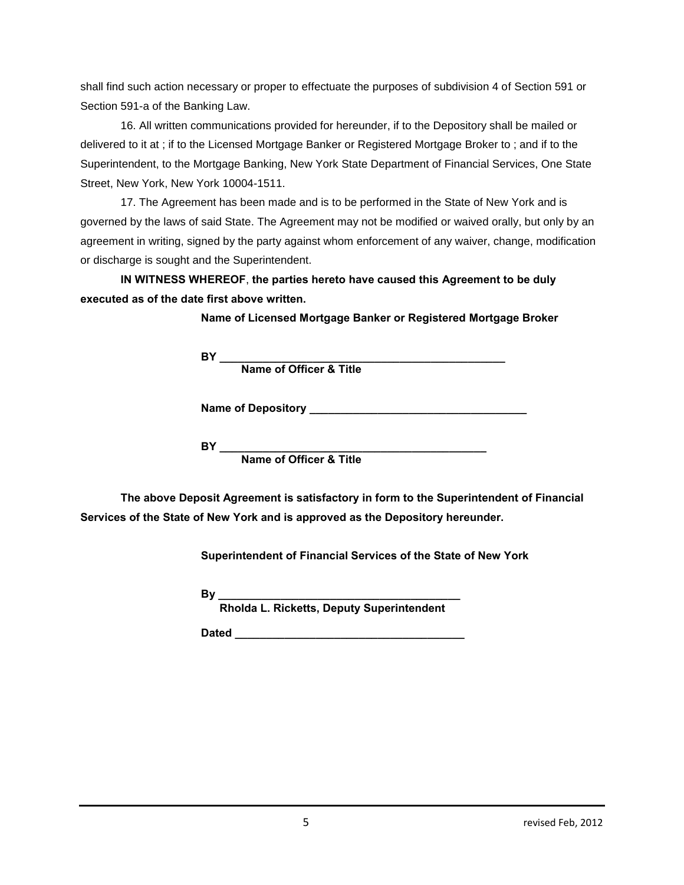shall find such action necessary or proper to effectuate the purposes of subdivision 4 of Section 591 or Section 591-a of the Banking Law.

16. All written communications provided for hereunder, if to the Depository shall be mailed or delivered to it at ; if to the Licensed Mortgage Banker or Registered Mortgage Broker to ; and if to the Superintendent, to the Mortgage Banking, New York State Department of Financial Services, One State Street, New York, New York 10004-1511.

17. The Agreement has been made and is to be performed in the State of New York and is governed by the laws of said State. The Agreement may not be modified or waived orally, but only by an agreement in writing, signed by the party against whom enforcement of any waiver, change, modification or discharge is sought and the Superintendent.

**IN WITNESS WHEREOF**, **the parties hereto have caused this Agreement to be duly executed as of the date first above written.**

**Name of Licensed Mortgage Banker or Registered Mortgage Broker**

**BY \_\_\_\_\_\_\_\_\_\_\_\_\_\_\_\_\_\_\_\_\_\_\_\_\_\_\_\_\_\_\_\_\_\_\_\_\_\_\_\_\_\_\_\_\_\_**
**Name of Officer & Title**

**Name of Depository \_\_\_\_\_\_\_\_\_\_\_\_\_\_\_\_\_\_\_\_\_\_\_\_\_\_\_\_\_\_\_\_\_\_\_\_**

**BY \_\_\_\_\_\_\_\_\_\_\_\_\_\_\_\_\_\_\_\_\_\_\_\_\_\_\_\_\_\_\_\_\_\_\_\_\_\_\_\_\_\_\_\_**
**Name of Officer & Title**

**The above Deposit Agreement is satisfactory in form to the Superintendent of Financial Services of the State of New York and is approved as the Depository hereunder.**

**Superintendent of Financial Services of the State of New York**

**By \_\_\_\_\_\_\_\_\_\_\_\_\_\_\_\_\_\_\_\_\_\_\_\_\_\_\_\_\_\_\_\_\_\_\_\_\_\_\_**
**Rholda L. Ricketts, Deputy Superintendent**

**Dated \_\_\_\_\_\_\_\_\_\_\_\_\_\_\_\_\_\_\_\_\_\_\_\_\_\_\_\_\_\_\_\_\_\_\_\_\_\_**

revised Feb, 2012